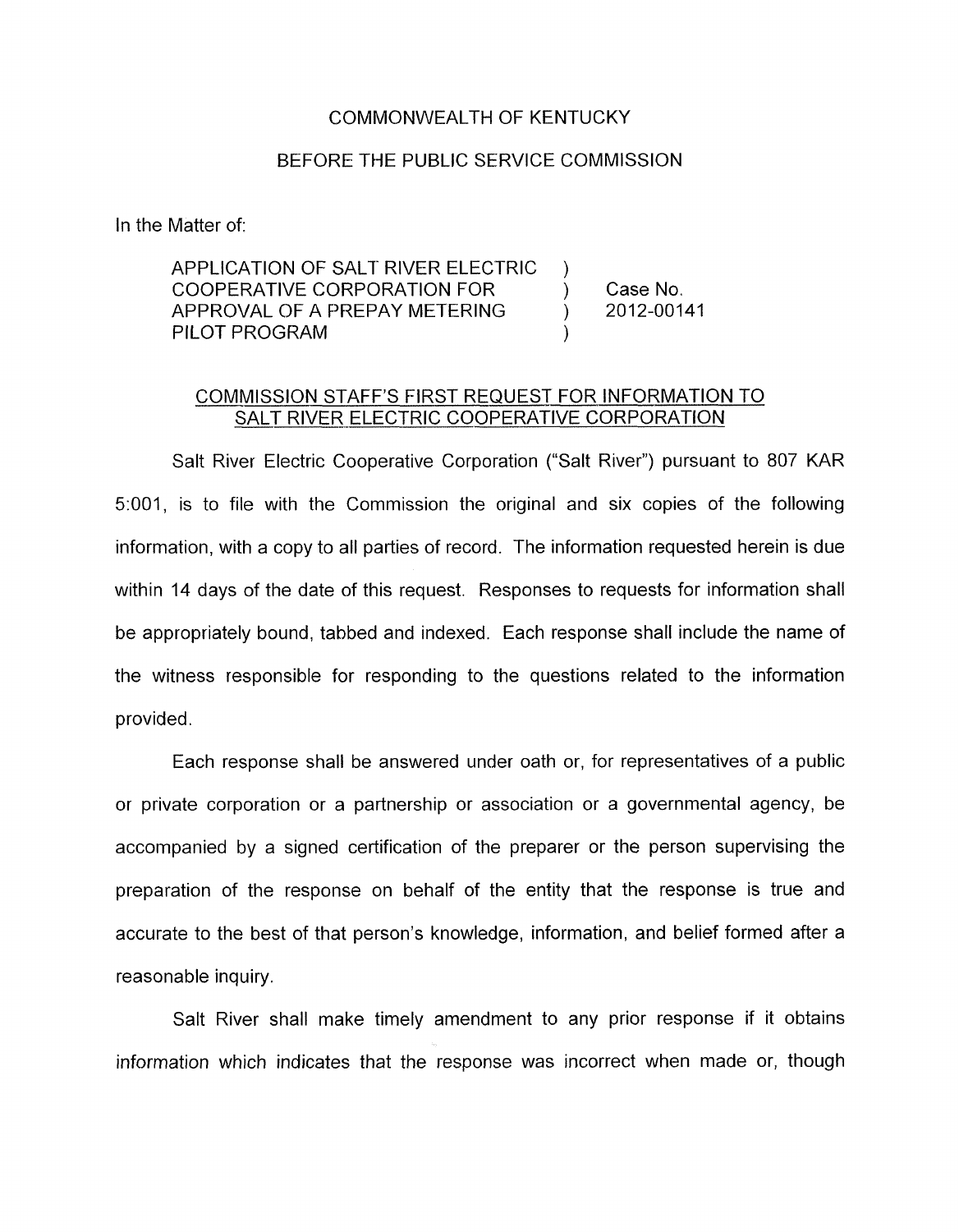COMMONWEALTH OF KENTUCKY

BEFORE THE PUBLIC SERVICE COMMISSION

In the Matter of:

| | | |
|---|---|---|
| APPLICATION OF SALT RIVER ELECTRIC COOPERATIVE CORPORATION FOR APPROVAL OF A PREPAY METERING PILOT PROGRAM | ) ) ) ) | Case No. 2012-00141 |

## COMMISSION STAFF'S FIRST REQUEST FOR INFORMATION TO SALT RIVER ELECTRIC COOPERATIVE CORPORATION

Salt River Electric Cooperative Corporation ("Salt River") pursuant to 807 KAR 5:001, is to file with the Commission the original and six copies of the following information, with a copy to all parties of record. The information requested herein is due within 14 days of the date of this request. Responses to requests for information shall be appropriately bound, tabbed and indexed. Each response shall include the name of the witness responsible for responding to the questions related to the information provided.

Each response shall be answered under oath or, for representatives of a public or private corporation or a partnership or association or a governmental agency, be accompanied by a signed certification of the preparer or the person supervising the preparation of the response on behalf of the entity that the response is true and accurate to the best of that person's knowledge, information, and belief formed after a reasonable inquiry.

Salt River shall make timely amendment to any prior response if it obtains information which indicates that the response was incorrect when made or, though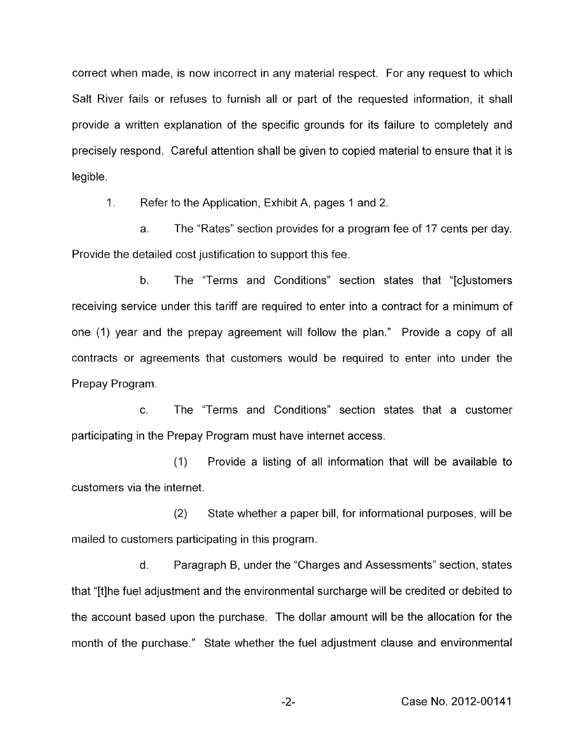correct when made, is now incorrect in any material respect. For any request to which Salt River fails or refuses to furnish all or part of the requested information, it shall provide a written explanation of the specific grounds for its failure to completely and precisely respond. Careful attention shall be given to copied material to ensure that it is legible.

1. Refer to the Application, Exhibit A, pages 1 and 2.

 a. The "Rates" section provides for a program fee of 17 cents per day. Provide the detailed cost justification to support this fee.

 b. The "Terms and Conditions" section states that "[c]ustomers receiving service under this tariff are required to enter into a contract for a minimum of one (1) year and the prepay agreement will follow the plan." Provide a copy of all contracts or agreements that customers would be required to enter into under the Prepay Program.

 c. The "Terms and Conditions" section states that a customer participating in the Prepay Program must have internet access.

 (1) Provide a listing of all information that will be available to customers via the internet.

 (2) State whether a paper bill, for informational purposes, will be mailed to customers participating in this program.

 d. Paragraph B, under the "Charges and Assessments" section, states that "[t]he fuel adjustment and the environmental surcharge will be credited or debited to the account based upon the purchase. The dollar amount will be the allocation for the month of the purchase." State whether the fuel adjustment clause and environmental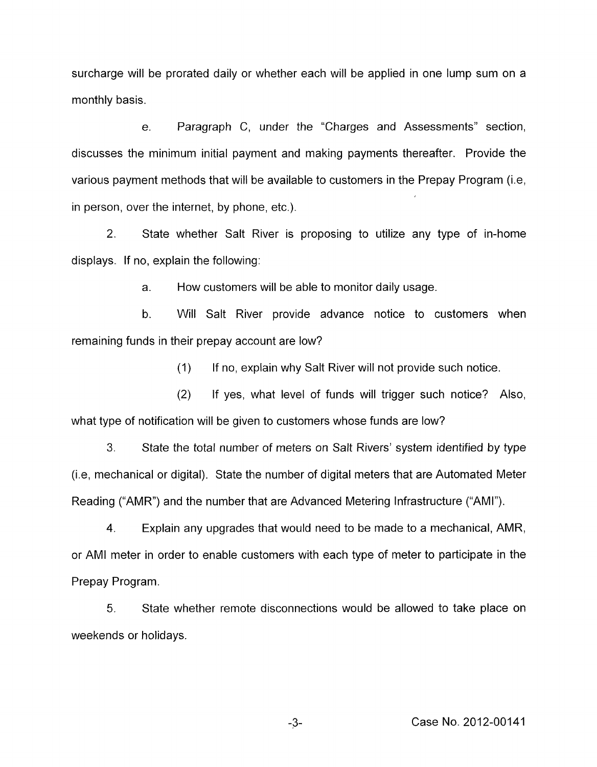surcharge will be prorated daily or whether each will be applied in one lump sum on a monthly basis.

e. Paragraph C, under the "Charges and Assessments" section, discusses the minimum initial payment and making payments thereafter. Provide the various payment methods that will be available to customers in the Prepay Program (i.e, in person, over the internet, by phone, etc.).

2. State whether Salt River is proposing to utilize any type of in-home displays. If no, explain the following:

a. How customers will be able to monitor daily usage.

b. Will Salt River provide advance notice to customers when remaining funds in their prepay account are low?

(1) If no, explain why Salt River will not provide such notice.

(2) If yes, what level of funds will trigger such notice? Also, what type of notification will be given to customers whose funds are low?

3. State the total number of meters on Salt Rivers' system identified by type (i.e, mechanical or digital). State the number of digital meters that are Automated Meter Reading ("AMR") and the number that are Advanced Metering Infrastructure ("AMI").

4. Explain any upgrades that would need to be made to a mechanical, AMR, or AMI meter in order to enable customers with each type of meter to participate in the Prepay Program.

5. State whether remote disconnections would be allowed to take place on weekends or holidays.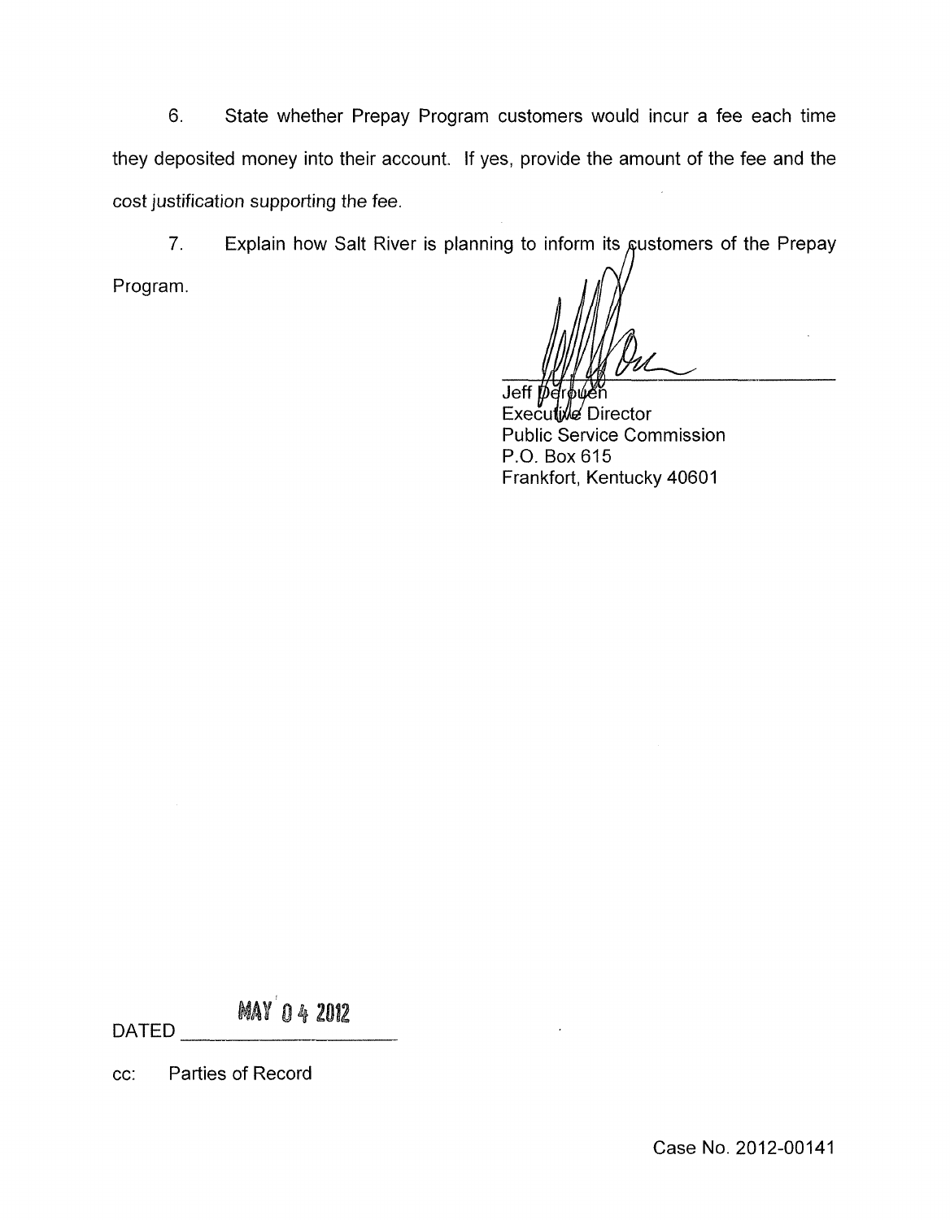6. State whether Prepay Program customers would incur a fee each time they deposited money into their account. If yes, provide the amount of the fee and the cost justification supporting the fee.

7. Explain how Salt River is planning to inform its customers of the Prepay Program.

Jeff Derouen
Executive Director
Public Service Commission
P.O. Box 615
Frankfort, Kentucky 40601

DATED MAY 04 2012

cc: Parties of Record

Case No. 2012-00141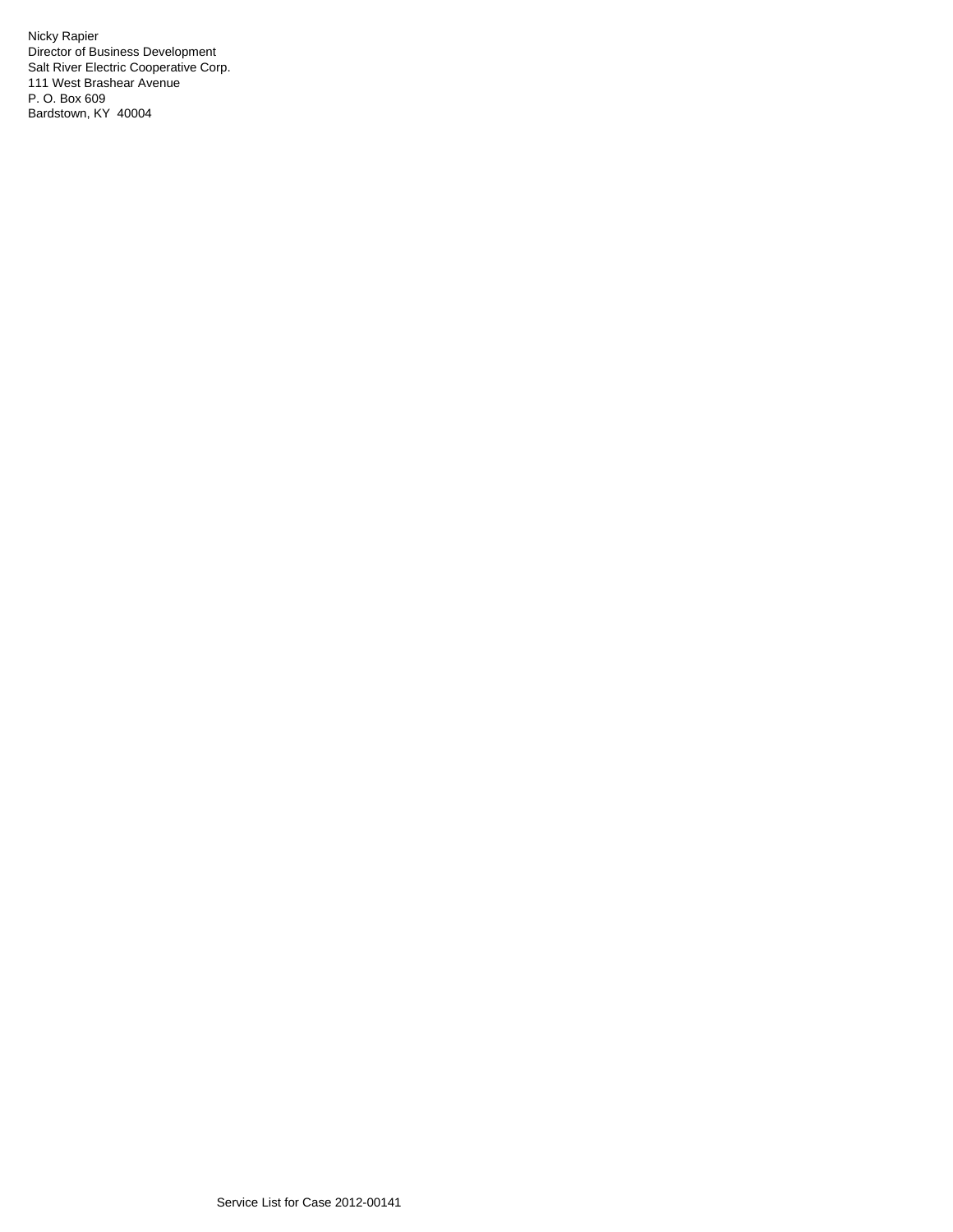Nicky Rapier
Director of Business Development
Salt River Electric Cooperative Corp.
111 West Brashear Avenue
P. O. Box 609
Bardstown, KY  40004